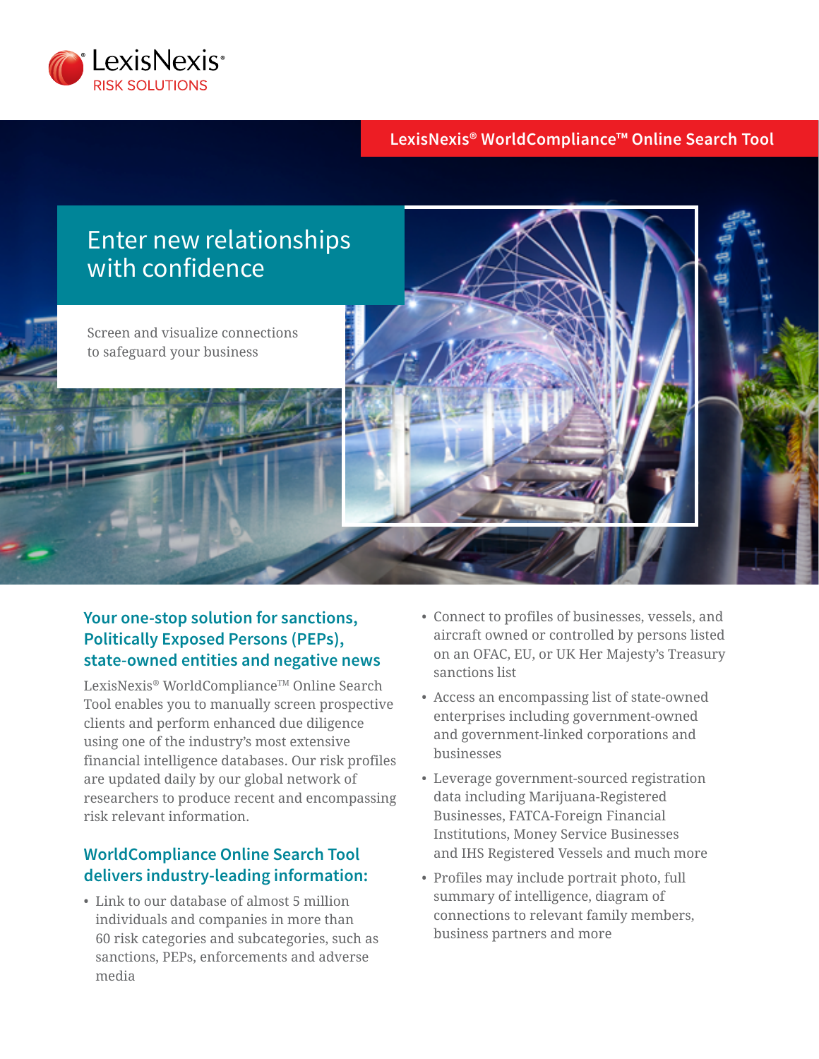LexisNexis® RISK SOLUTIONS

LexisNexis® WorldCompliance™ Online Search Tool

# Enter new relationships with confidence

Screen and visualize connections to safeguard your business

## Your one-stop solution for sanctions, Politically Exposed Persons (PEPs), state-owned entities and negative news

LexisNexis® WorldCompliance™ Online Search Tool enables you to manually screen prospective clients and perform enhanced due diligence using one of the industry's most extensive financial intelligence databases. Our risk profiles are updated daily by our global network of researchers to produce recent and encompassing risk relevant information.

## WorldCompliance Online Search Tool delivers industry-leading information:

- Link to our database of almost 5 million individuals and companies in more than 60 risk categories and subcategories, such as sanctions, PEPs, enforcements and adverse media
- Connect to profiles of businesses, vessels, and aircraft owned or controlled by persons listed on an OFAC, EU, or UK Her Majesty's Treasury sanctions list
- Access an encompassing list of state-owned enterprises including government-owned and government-linked corporations and businesses
- Leverage government-sourced registration data including Marijuana-Registered Businesses, FATCA-Foreign Financial Institutions, Money Service Businesses and IHS Registered Vessels and much more
- Profiles may include portrait photo, full summary of intelligence, diagram of connections to relevant family members, business partners and more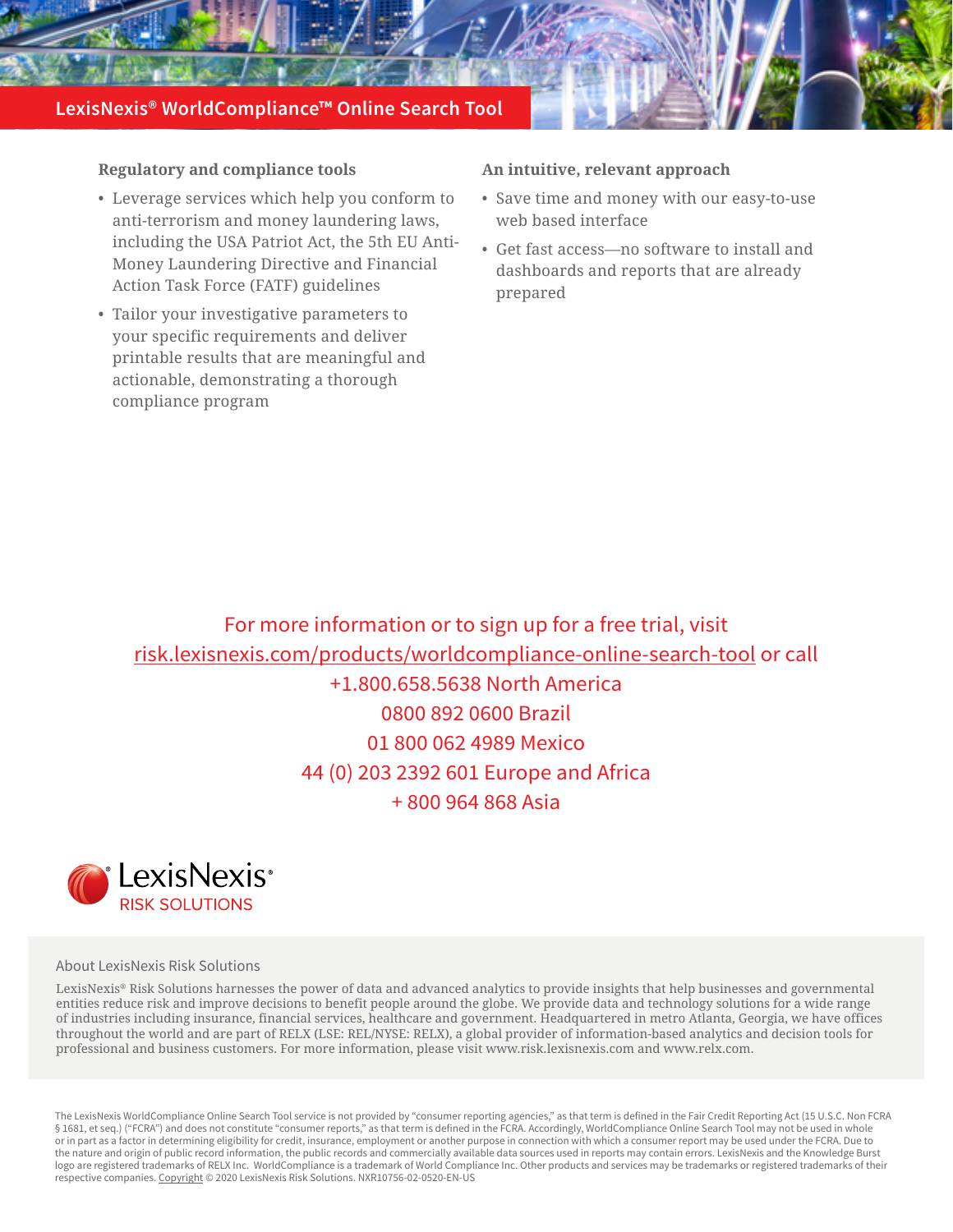## LexisNexis® WorldCompliance™ Online Search Tool

### Regulatory and compliance tools

- Leverage services which help you conform to anti-terrorism and money laundering laws, including the USA Patriot Act, the 5th EU Anti-Money Laundering Directive and Financial Action Task Force (FATF) guidelines
- Tailor your investigative parameters to your specific requirements and deliver printable results that are meaningful and actionable, demonstrating a thorough compliance program

### An intuitive, relevant approach

- Save time and money with our easy-to-use web based interface
- Get fast access—no software to install and dashboards and reports that are already prepared

For more information or to sign up for a free trial, visit risk.lexisnexis.com/products/worldcompliance-online-search-tool or call
+1.800.658.5638 North America
0800 892 0600 Brazil
01 800 062 4989 Mexico
44 (0) 203 2392 601 Europe and Africa
+ 800 964 868 Asia

LexisNexis® RISK SOLUTIONS

About LexisNexis Risk Solutions

LexisNexis® Risk Solutions harnesses the power of data and advanced analytics to provide insights that help businesses and governmental entities reduce risk and improve decisions to benefit people around the globe. We provide data and technology solutions for a wide range of industries including insurance, financial services, healthcare and government. Headquartered in metro Atlanta, Georgia, we have offices throughout the world and are part of RELX (LSE: REL/NYSE: RELX), a global provider of information-based analytics and decision tools for professional and business customers. For more information, please visit www.risk.lexisnexis.com and www.relx.com.

The LexisNexis WorldCompliance Online Search Tool service is not provided by "consumer reporting agencies," as that term is defined in the Fair Credit Reporting Act (15 U.S.C. Non FCRA § 1681, et seq.) ("FCRA") and does not constitute "consumer reports," as that term is defined in the FCRA. Accordingly, WorldCompliance Online Search Tool may not be used in whole or in part as a factor in determining eligibility for credit, insurance, employment or another purpose in connection with which a consumer report may be used under the FCRA. Due to the nature and origin of public record information, the public records and commercially available data sources used in reports may contain errors. LexisNexis and the Knowledge Burst logo are registered trademarks of RELX Inc. WorldCompliance is a trademark of World Compliance Inc. Other products and services may be trademarks or registered trademarks of their respective companies. Copyright © 2020 LexisNexis Risk Solutions. NXR10756-02-0520-EN-US